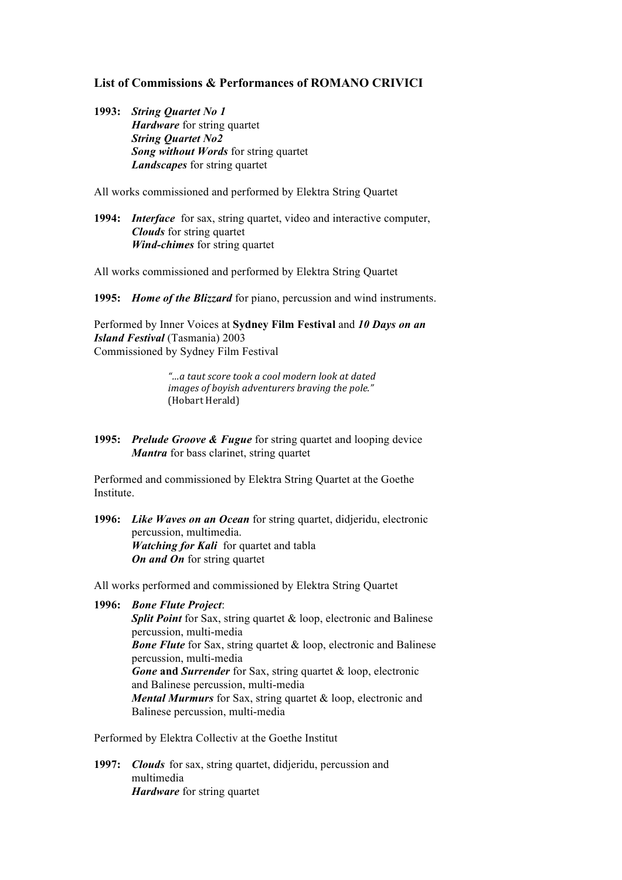### List of Commissions & Performances of ROMANO CRIVICI

**1993:** ***String Quartet No 1***
***Hardware*** for string quartet
***String Quartet No2***
***Song without Words*** for string quartet
***Landscapes*** for string quartet

All works commissioned and performed by Elektra String Quartet

**1994:** ***Interface*** for sax, string quartet, video and interactive computer,
***Clouds*** for string quartet
***Wind-chimes*** for string quartet

All works commissioned and performed by Elektra String Quartet

**1995:** ***Home of the Blizzard*** for piano, percussion and wind instruments.

Performed by Inner Voices at **Sydney Film Festival** and ***10 Days on an Island Festival*** (Tasmania) 2003
Commissioned by Sydney Film Festival

> *"…a taut score took a cool modern look at dated images of boyish adventurers braving the pole."*
> (Hobart Herald)

**1995:** ***Prelude Groove & Fugue*** for string quartet and looping device
***Mantra*** for bass clarinet, string quartet

Performed and commissioned by Elektra String Quartet at the Goethe Institute.

**1996:** ***Like Waves on an Ocean*** for string quartet, didjeridu, electronic percussion, multimedia.
***Watching for Kali*** for quartet and tabla
***On and On*** for string quartet

All works performed and commissioned by Elektra String Quartet

**1996:** ***Bone Flute Project***:
***Split Point*** for Sax, string quartet & loop, electronic and Balinese percussion, multi-media
***Bone Flute*** for Sax, string quartet & loop, electronic and Balinese percussion, multi-media
***Gone*** **and** ***Surrender*** for Sax, string quartet & loop, electronic and Balinese percussion, multi-media
***Mental Murmurs*** for Sax, string quartet & loop, electronic and Balinese percussion, multi-media

Performed by Elektra Collectiv at the Goethe Institut

**1997:** ***Clouds*** for sax, string quartet, didjeridu, percussion and multimedia
***Hardware*** for string quartet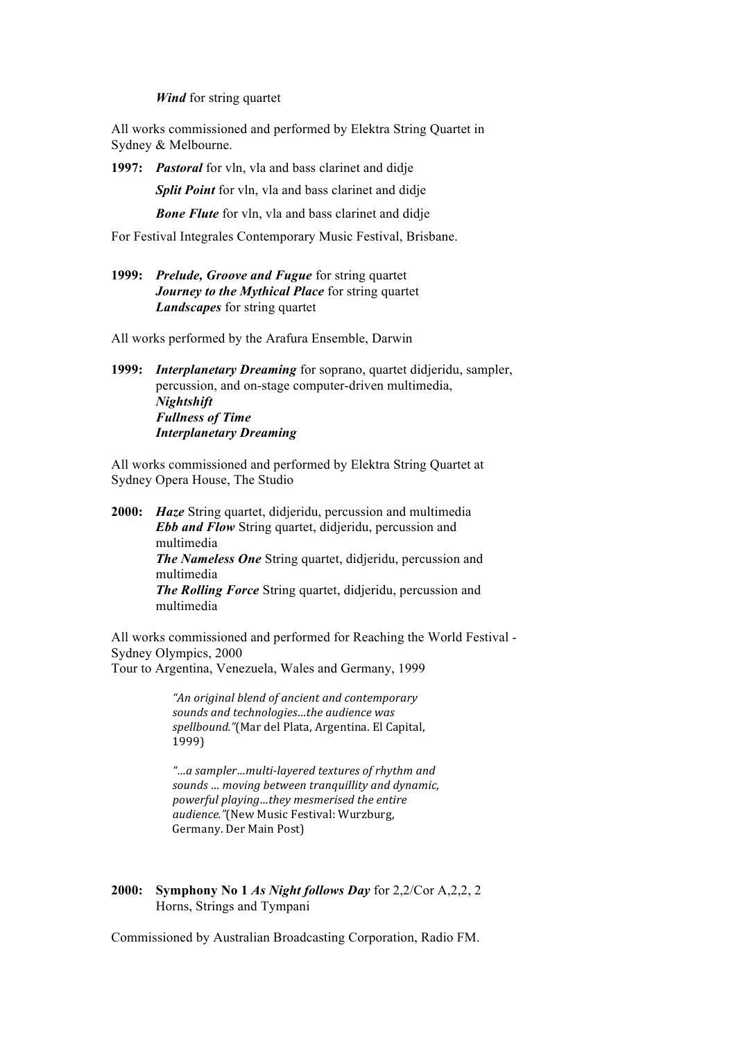***Wind*** for string quartet

All works commissioned and performed by Elektra String Quartet in Sydney & Melbourne.

**1997:** ***Pastoral*** for vln, vla and bass clarinet and didje

***Split Point*** for vln, vla and bass clarinet and didje

***Bone Flute*** for vln, vla and bass clarinet and didje

For Festival Integrales Contemporary Music Festival, Brisbane.

**1999:** ***Prelude, Groove and Fugue*** for string quartet
***Journey to the Mythical Place*** for string quartet
***Landscapes*** for string quartet

All works performed by the Arafura Ensemble, Darwin

**1999:** ***Interplanetary Dreaming*** for soprano, quartet didjeridu, sampler, percussion, and on-stage computer-driven multimedia,
***Nightshift***
***Fullness of Time***
***Interplanetary Dreaming***

All works commissioned and performed by Elektra String Quartet at Sydney Opera House, The Studio

**2000:** ***Haze*** String quartet, didjeridu, percussion and multimedia
***Ebb and Flow*** String quartet, didjeridu, percussion and multimedia
***The Nameless One*** String quartet, didjeridu, percussion and multimedia
***The Rolling Force*** String quartet, didjeridu, percussion and multimedia

All works commissioned and performed for Reaching the World Festival - Sydney Olympics, 2000
Tour to Argentina, Venezuela, Wales and Germany, 1999

> *"An original blend of ancient and contemporary sounds and technologies…the audience was spellbound."*(Mar del Plata, Argentina. El Capital, 1999)

> *"…a sampler…multi-layered textures of rhythm and sounds … moving between tranquillity and dynamic, powerful playing…they mesmerised the entire audience."*(New Music Festival: Wurzburg, Germany. Der Main Post)

**2000:** **Symphony No 1** ***As Night follows Day*** for 2,2/Cor A,2,2, 2 Horns, Strings and Tympani

Commissioned by Australian Broadcasting Corporation, Radio FM.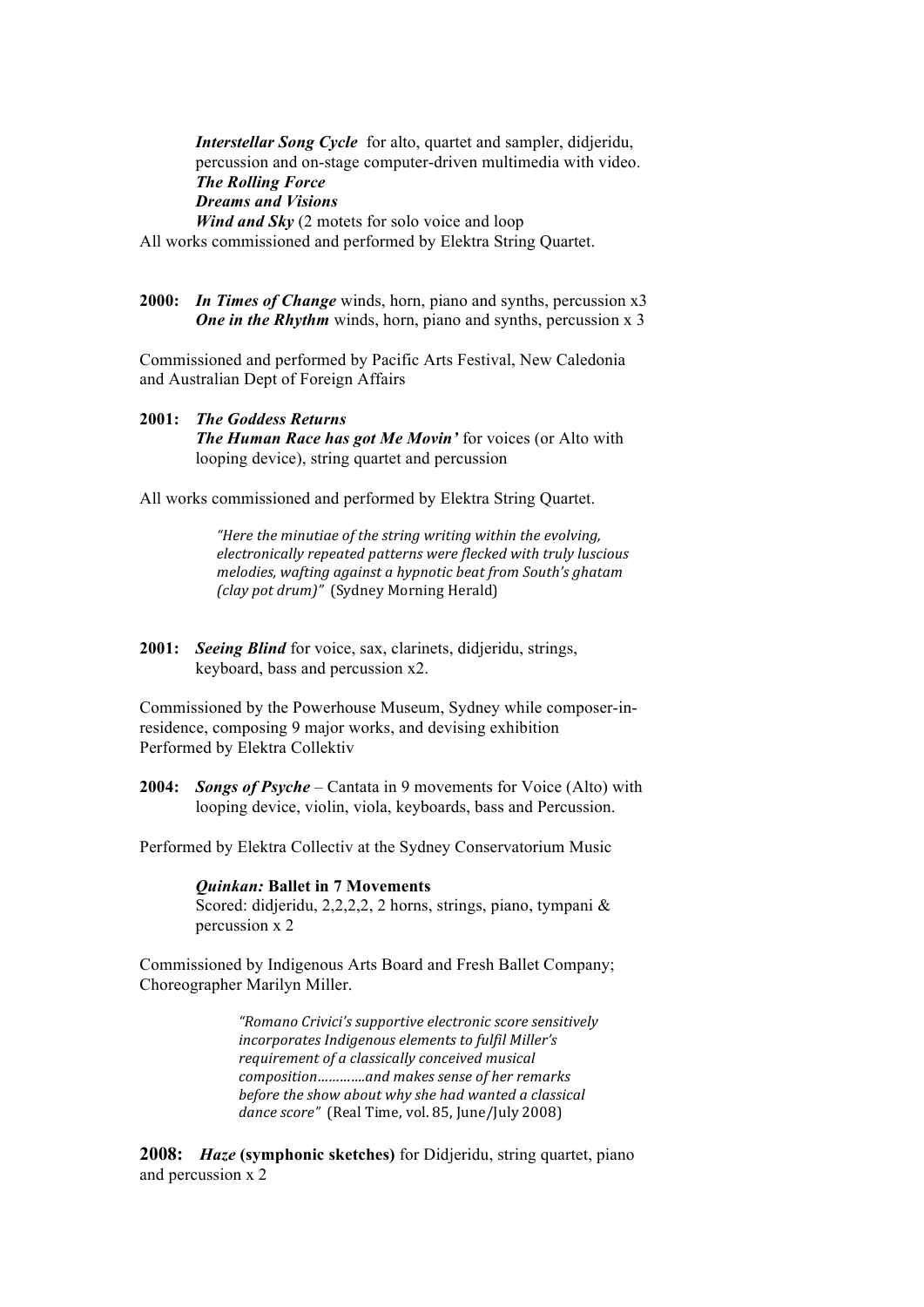***Interstellar Song Cycle*** for alto, quartet and sampler, didjeridu, percussion and on-stage computer-driven multimedia with video.
***The Rolling Force***
***Dreams and Visions***
***Wind and Sky*** (2 motets for solo voice and loop

All works commissioned and performed by Elektra String Quartet.

**2000:** ***In Times of Change*** winds, horn, piano and synths, percussion x3
***One in the Rhythm*** winds, horn, piano and synths, percussion x 3

Commissioned and performed by Pacific Arts Festival, New Caledonia and Australian Dept of Foreign Affairs

**2001:** ***The Goddess Returns***
***The Human Race has got Me Movin'*** for voices (or Alto with looping device), string quartet and percussion

All works commissioned and performed by Elektra String Quartet.

> *"Here the minutiae of the string writing within the evolving, electronically repeated patterns were flecked with truly luscious melodies, wafting against a hypnotic beat from South's ghatam (clay pot drum)"* (Sydney Morning Herald)

**2001:** ***Seeing Blind*** for voice, sax, clarinets, didjeridu, strings, keyboard, bass and percussion x2.

Commissioned by the Powerhouse Museum, Sydney while composer-in-residence, composing 9 major works, and devising exhibition
Performed by Elektra Collektiv

**2004:** ***Songs of Psyche*** – Cantata in 9 movements for Voice (Alto) with looping device, violin, viola, keyboards, bass and Percussion.

Performed by Elektra Collectiv at the Sydney Conservatorium Music

***Quinkan:*** **Ballet in 7 Movements**
Scored: didjeridu, 2,2,2,2, 2 horns, strings, piano, tympani & percussion x 2

Commissioned by Indigenous Arts Board and Fresh Ballet Company; Choreographer Marilyn Miller.

> *"Romano Crivici's supportive electronic score sensitively incorporates Indigenous elements to fulfil Miller's requirement of a classically conceived musical composition…………and makes sense of her remarks before the show about why she had wanted a classical dance score"* (Real Time, vol. 85, June/July 2008)

**2008:** ***Haze*** **(symphonic sketches)** for Didjeridu, string quartet, piano and percussion x 2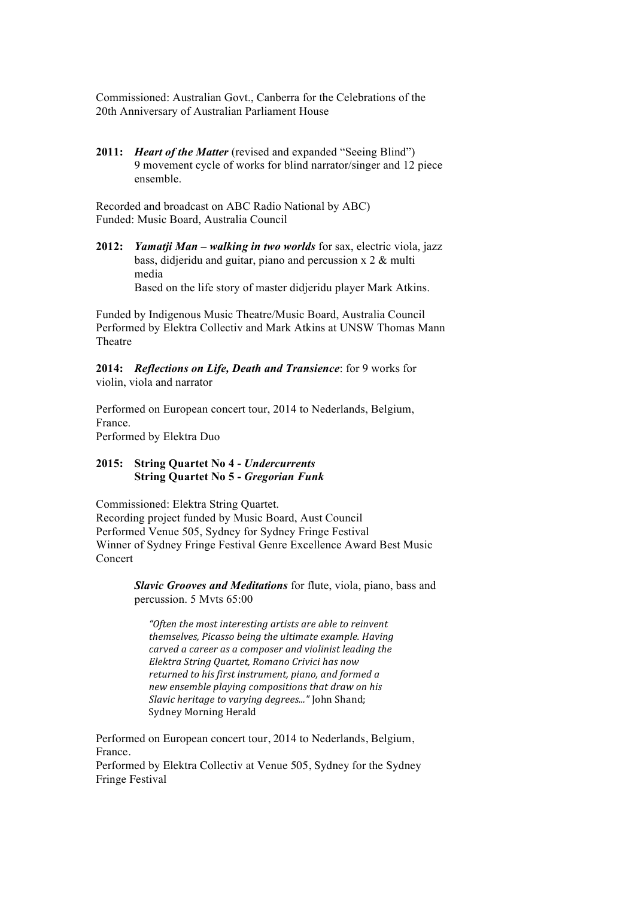Commissioned: Australian Govt., Canberra for the Celebrations of the 20th Anniversary of Australian Parliament House

**2011:** ***Heart of the Matter*** (revised and expanded "Seeing Blind")
9 movement cycle of works for blind narrator/singer and 12 piece ensemble.

Recorded and broadcast on ABC Radio National by ABC)
Funded: Music Board, Australia Council

**2012:** ***Yamatji Man – walking in two worlds*** for sax, electric viola, jazz bass, didjeridu and guitar, piano and percussion x 2 & multi media
Based on the life story of master didjeridu player Mark Atkins.

Funded by Indigenous Music Theatre/Music Board, Australia Council
Performed by Elektra Collectiv and Mark Atkins at UNSW Thomas Mann Theatre

**2014:** ***Reflections on Life, Death and Transience***: for 9 works for violin, viola and narrator

Performed on European concert tour, 2014 to Nederlands, Belgium, France.
Performed by Elektra Duo

**2015: String Quartet No 4 - *Undercurrents***
**String Quartet No 5 - *Gregorian Funk***

Commissioned: Elektra String Quartet.
Recording project funded by Music Board, Aust Council
Performed Venue 505, Sydney for Sydney Fringe Festival
Winner of Sydney Fringe Festival Genre Excellence Award Best Music Concert

***Slavic Grooves and Meditations*** for flute, viola, piano, bass and percussion. 5 Mvts 65:00

> *"Often the most interesting artists are able to reinvent themselves, Picasso being the ultimate example. Having carved a career as a composer and violinist leading the Elektra String Quartet, Romano Crivici has now returned to his first instrument, piano, and formed a new ensemble playing compositions that draw on his Slavic heritage to varying degrees..."* John Shand; Sydney Morning Herald

Performed on European concert tour, 2014 to Nederlands, Belgium, France.
Performed by Elektra Collectiv at Venue 505, Sydney for the Sydney Fringe Festival